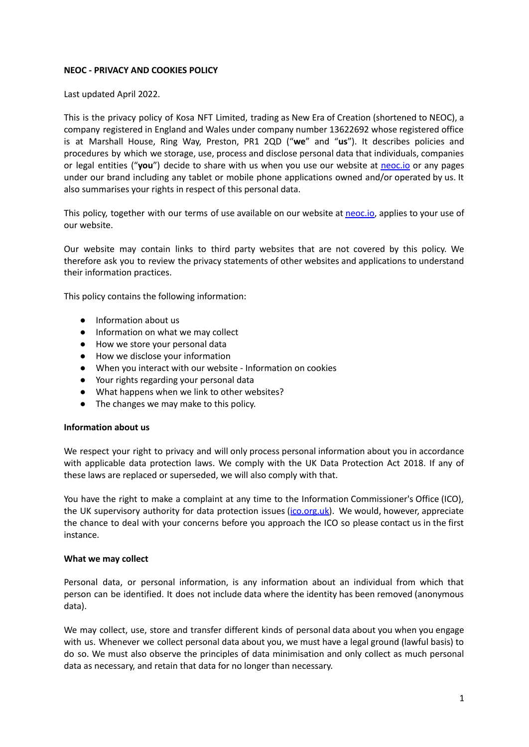**NEOC - PRIVACY AND COOKIES POLICY**

Last updated April 2022.

This is the privacy policy of Kosa NFT Limited, trading as New Era of Creation (shortened to NEOC), a company registered in England and Wales under company number 13622692 whose registered office is at Marshall House, Ring Way, Preston, PR1 2QD ("**we**" and "**us**"). It describes policies and procedures by which we storage, use, process and disclose personal data that individuals, companies or legal entities ("**you**") decide to share with us when you use our website at [neoc.io](neoc.io) or any pages under our brand including any tablet or mobile phone applications owned and/or operated by us. It also summarises your rights in respect of this personal data.

This policy, together with our terms of use available on our website at [neoc.io](neoc.io), applies to your use of our website.

Our website may contain links to third party websites that are not covered by this policy. We therefore ask you to review the privacy statements of other websites and applications to understand their information practices.

This policy contains the following information:

- Information about us
- Information on what we may collect
- How we store your personal data
- How we disclose your information
- When you interact with our website - Information on cookies
- Your rights regarding your personal data
- What happens when we link to other websites?
- The changes we may make to this policy.

**Information about us**

We respect your right to privacy and will only process personal information about you in accordance with applicable data protection laws. We comply with the UK Data Protection Act 2018. If any of these laws are replaced or superseded, we will also comply with that.

You have the right to make a complaint at any time to the Information Commissioner's Office (ICO), the UK supervisory authority for data protection issues ([ico.org.uk](ico.org.uk)). We would, however, appreciate the chance to deal with your concerns before you approach the ICO so please contact us in the first instance.

**What we may collect**

Personal data, or personal information, is any information about an individual from which that person can be identified. It does not include data where the identity has been removed (anonymous data).

We may collect, use, store and transfer different kinds of personal data about you when you engage with us. Whenever we collect personal data about you, we must have a legal ground (lawful basis) to do so. We must also observe the principles of data minimisation and only collect as much personal data as necessary, and retain that data for no longer than necessary.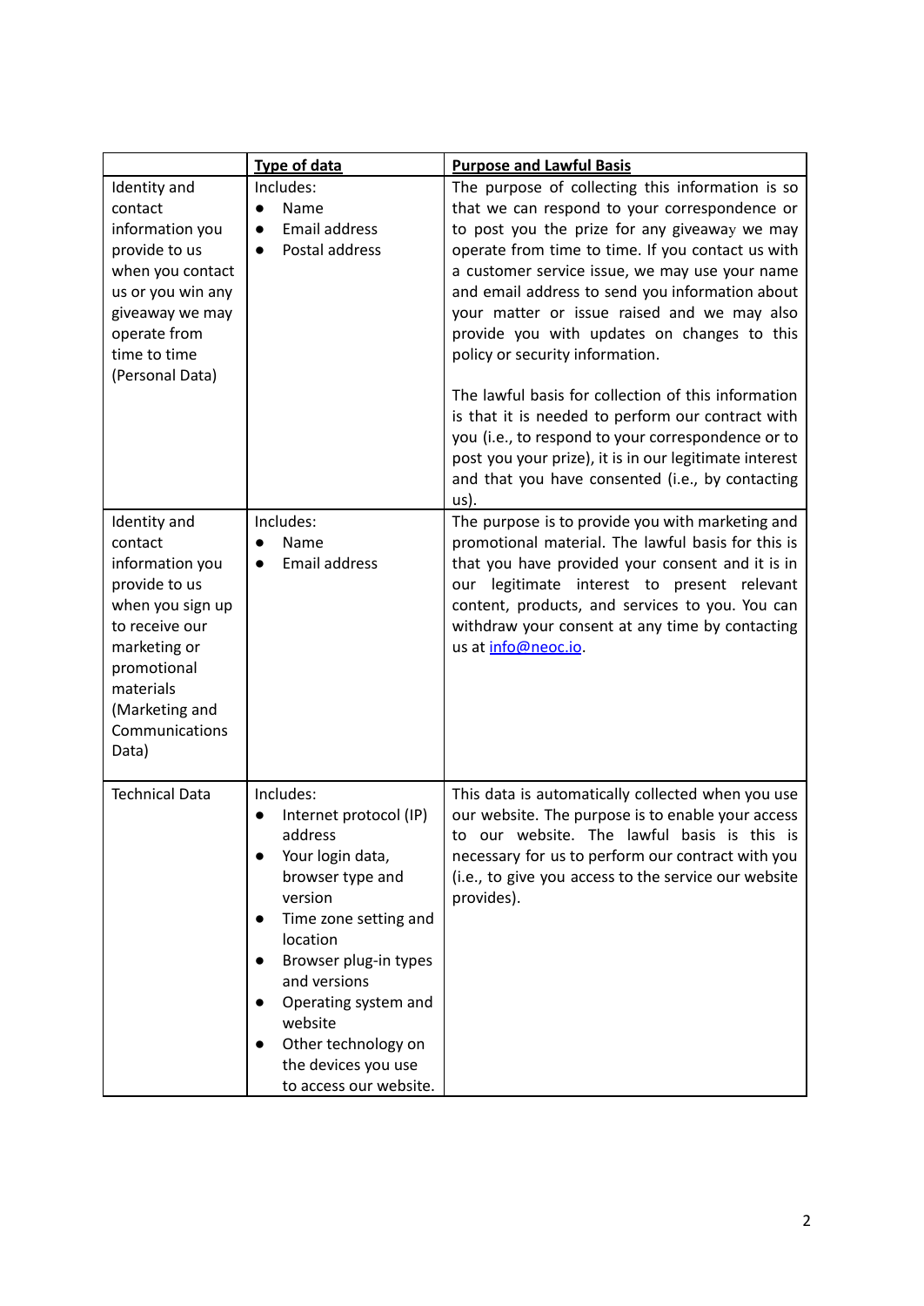| | **Type of data** | **Purpose and Lawful Basis** |
|---|---|---|
| Identity and contact information you provide to us when you contact us or you win any giveaway we may operate from time to time (Personal Data) | Includes:<br>• Name<br>• Email address<br>• Postal address | The purpose of collecting this information is so that we can respond to your correspondence or to post you the prize for any giveaway we may operate from time to time. If you contact us with a customer service issue, we may use your name and email address to send you information about your matter or issue raised and we may also provide you with updates on changes to this policy or security information.<br><br>The lawful basis for collection of this information is that it is needed to perform our contract with you (i.e., to respond to your correspondence or to post you your prize), it is in our legitimate interest and that you have consented (i.e., by contacting us). |
| Identity and contact information you provide to us when you sign up to receive our marketing or promotional materials (Marketing and Communications Data) | Includes:<br>• Name<br>• Email address | The purpose is to provide you with marketing and promotional material. The lawful basis for this is that you have provided your consent and it is in our legitimate interest to present relevant content, products, and services to you. You can withdraw your consent at any time by contacting us at info@neoc.io. |
| Technical Data | Includes:<br>• Internet protocol (IP) address<br>• Your login data, browser type and version<br>• Time zone setting and location<br>• Browser plug-in types and versions<br>• Operating system and website<br>• Other technology on the devices you use to access our website. | This data is automatically collected when you use our website. The purpose is to enable your access to our website. The lawful basis is this is necessary for us to perform our contract with you (i.e., to give you access to the service our website provides). |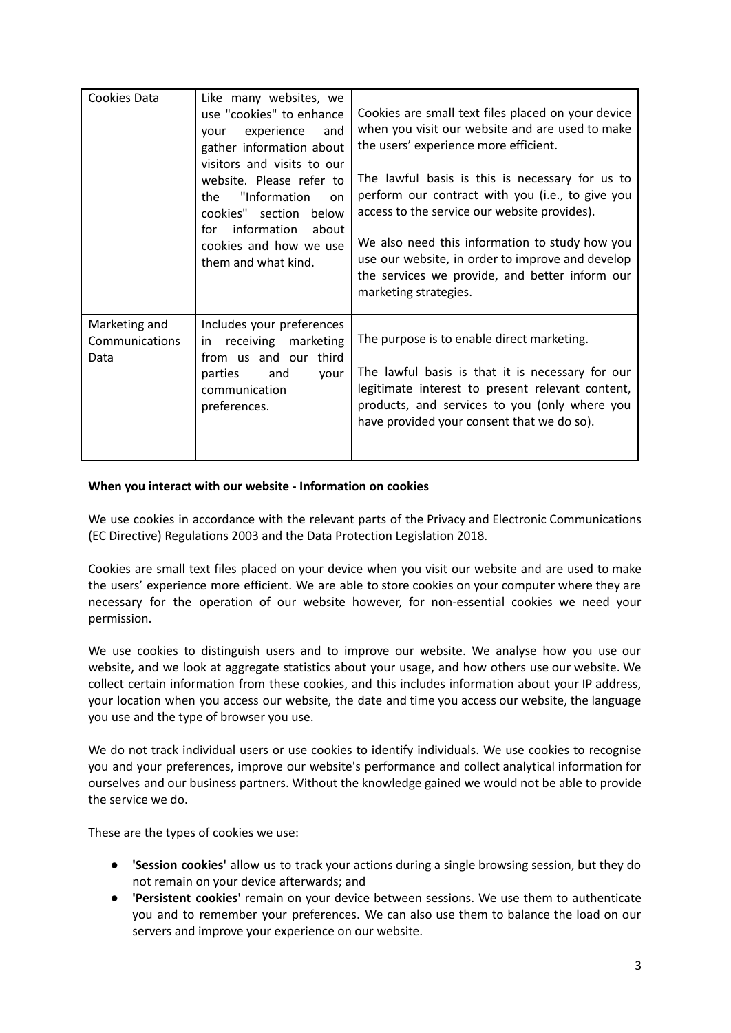| Cookies Data | Like many websites, we use "cookies" to enhance your experience and gather information about visitors and visits to our website. Please refer to the "Information on cookies" section below for information about cookies and how we use them and what kind. | Cookies are small text files placed on your device when you visit our website and are used to make the users' experience more efficient.<br><br>The lawful basis is this is necessary for us to perform our contract with you (i.e., to give you access to the service our website provides).<br><br>We also need this information to study how you use our website, in order to improve and develop the services we provide, and better inform our marketing strategies. |
|---|---|---|
| Marketing and Communications Data | Includes your preferences in receiving marketing from us and our third parties and your communication preferences. | The purpose is to enable direct marketing.<br><br>The lawful basis is that it is necessary for our legitimate interest to present relevant content, products, and services to you (only where you have provided your consent that we do so). |

**When you interact with our website - Information on cookies**

We use cookies in accordance with the relevant parts of the Privacy and Electronic Communications (EC Directive) Regulations 2003 and the Data Protection Legislation 2018.

Cookies are small text files placed on your device when you visit our website and are used to make the users' experience more efficient. We are able to store cookies on your computer where they are necessary for the operation of our website however, for non-essential cookies we need your permission.

We use cookies to distinguish users and to improve our website. We analyse how you use our website, and we look at aggregate statistics about your usage, and how others use our website. We collect certain information from these cookies, and this includes information about your IP address, your location when you access our website, the date and time you access our website, the language you use and the type of browser you use.

We do not track individual users or use cookies to identify individuals. We use cookies to recognise you and your preferences, improve our website's performance and collect analytical information for ourselves and our business partners. Without the knowledge gained we would not be able to provide the service we do.

These are the types of cookies we use:

- **'Session cookies'** allow us to track your actions during a single browsing session, but they do not remain on your device afterwards; and
- **'Persistent cookies'** remain on your device between sessions. We use them to authenticate you and to remember your preferences. We can also use them to balance the load on our servers and improve your experience on our website.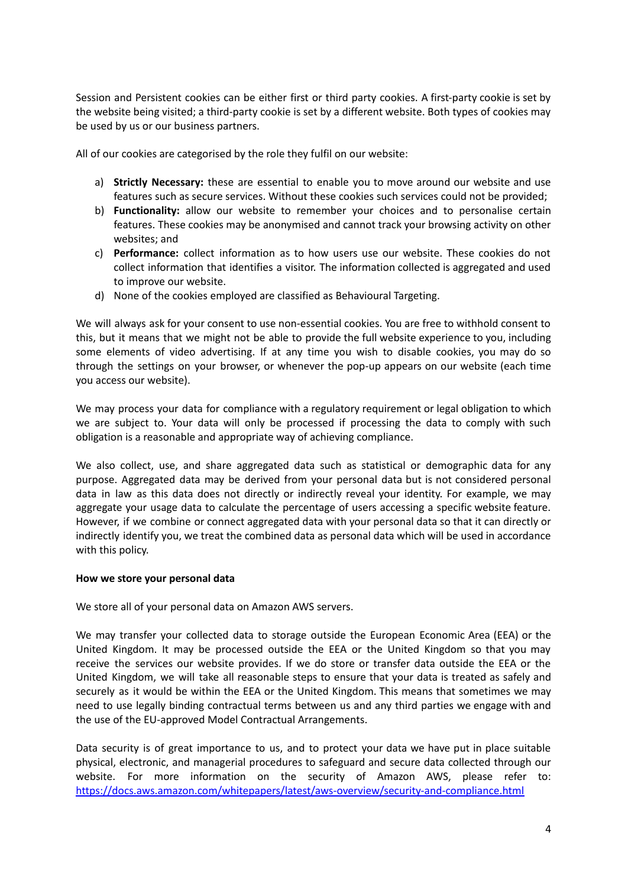Session and Persistent cookies can be either first or third party cookies. A first-party cookie is set by the website being visited; a third-party cookie is set by a different website. Both types of cookies may be used by us or our business partners.

All of our cookies are categorised by the role they fulfil on our website:

a) **Strictly Necessary:** these are essential to enable you to move around our website and use features such as secure services. Without these cookies such services could not be provided;
b) **Functionality:** allow our website to remember your choices and to personalise certain features. These cookies may be anonymised and cannot track your browsing activity on other websites; and
c) **Performance:** collect information as to how users use our website. These cookies do not collect information that identifies a visitor. The information collected is aggregated and used to improve our website.
d) None of the cookies employed are classified as Behavioural Targeting.

We will always ask for your consent to use non-essential cookies. You are free to withhold consent to this, but it means that we might not be able to provide the full website experience to you, including some elements of video advertising. If at any time you wish to disable cookies, you may do so through the settings on your browser, or whenever the pop-up appears on our website (each time you access our website).

We may process your data for compliance with a regulatory requirement or legal obligation to which we are subject to. Your data will only be processed if processing the data to comply with such obligation is a reasonable and appropriate way of achieving compliance.

We also collect, use, and share aggregated data such as statistical or demographic data for any purpose. Aggregated data may be derived from your personal data but is not considered personal data in law as this data does not directly or indirectly reveal your identity. For example, we may aggregate your usage data to calculate the percentage of users accessing a specific website feature. However, if we combine or connect aggregated data with your personal data so that it can directly or indirectly identify you, we treat the combined data as personal data which will be used in accordance with this policy.

**How we store your personal data**

We store all of your personal data on Amazon AWS servers.

We may transfer your collected data to storage outside the European Economic Area (EEA) or the United Kingdom. It may be processed outside the EEA or the United Kingdom so that you may receive the services our website provides. If we do store or transfer data outside the EEA or the United Kingdom, we will take all reasonable steps to ensure that your data is treated as safely and securely as it would be within the EEA or the United Kingdom. This means that sometimes we may need to use legally binding contractual terms between us and any third parties we engage with and the use of the EU-approved Model Contractual Arrangements.

Data security is of great importance to us, and to protect your data we have put in place suitable physical, electronic, and managerial procedures to safeguard and secure data collected through our website. For more information on the security of Amazon AWS, please refer to: [https://docs.aws.amazon.com/whitepapers/latest/aws-overview/security-and-compliance.html](https://docs.aws.amazon.com/whitepapers/latest/aws-overview/security-and-compliance.html)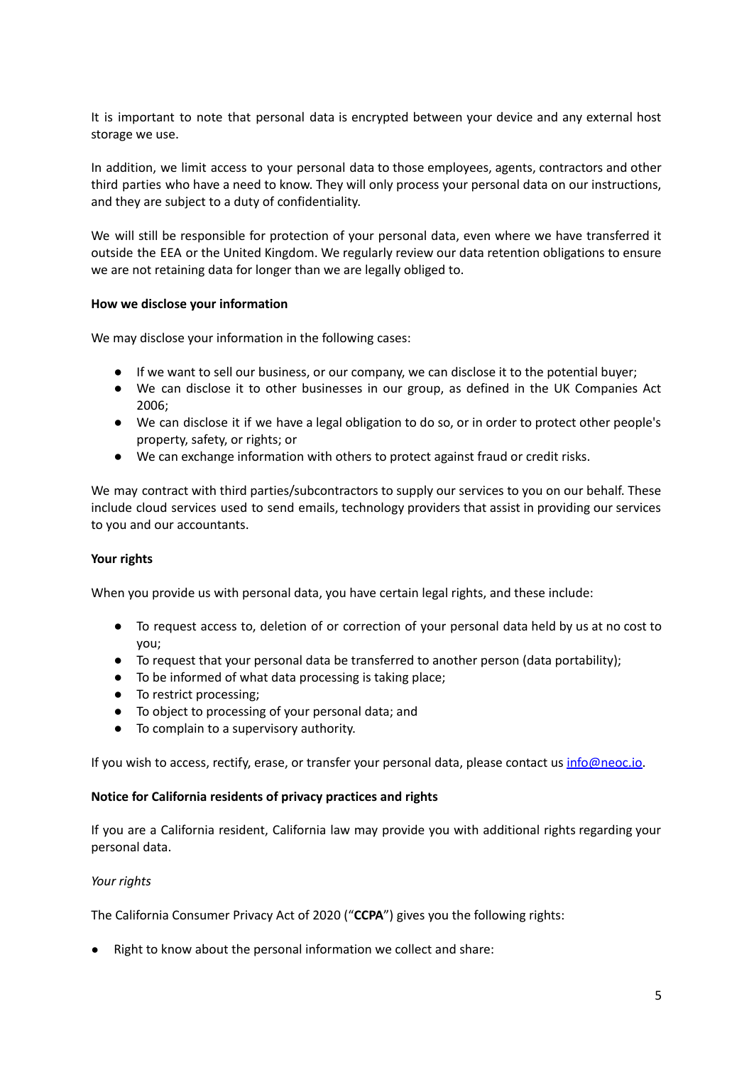It is important to note that personal data is encrypted between your device and any external host storage we use.

In addition, we limit access to your personal data to those employees, agents, contractors and other third parties who have a need to know. They will only process your personal data on our instructions, and they are subject to a duty of confidentiality.

We will still be responsible for protection of your personal data, even where we have transferred it outside the EEA or the United Kingdom. We regularly review our data retention obligations to ensure we are not retaining data for longer than we are legally obliged to.

**How we disclose your information**

We may disclose your information in the following cases:

- If we want to sell our business, or our company, we can disclose it to the potential buyer;
- We can disclose it to other businesses in our group, as defined in the UK Companies Act 2006;
- We can disclose it if we have a legal obligation to do so, or in order to protect other people's property, safety, or rights; or
- We can exchange information with others to protect against fraud or credit risks.

We may contract with third parties/subcontractors to supply our services to you on our behalf. These include cloud services used to send emails, technology providers that assist in providing our services to you and our accountants.

**Your rights**

When you provide us with personal data, you have certain legal rights, and these include:

- To request access to, deletion of or correction of your personal data held by us at no cost to you;
- To request that your personal data be transferred to another person (data portability);
- To be informed of what data processing is taking place;
- To restrict processing;
- To object to processing of your personal data; and
- To complain to a supervisory authority.

If you wish to access, rectify, erase, or transfer your personal data, please contact us [info@neoc.io](mailto:info@neoc.io).

**Notice for California residents of privacy practices and rights**

If you are a California resident, California law may provide you with additional rights regarding your personal data.

*Your rights*

The California Consumer Privacy Act of 2020 ("**CCPA**") gives you the following rights:

- Right to know about the personal information we collect and share: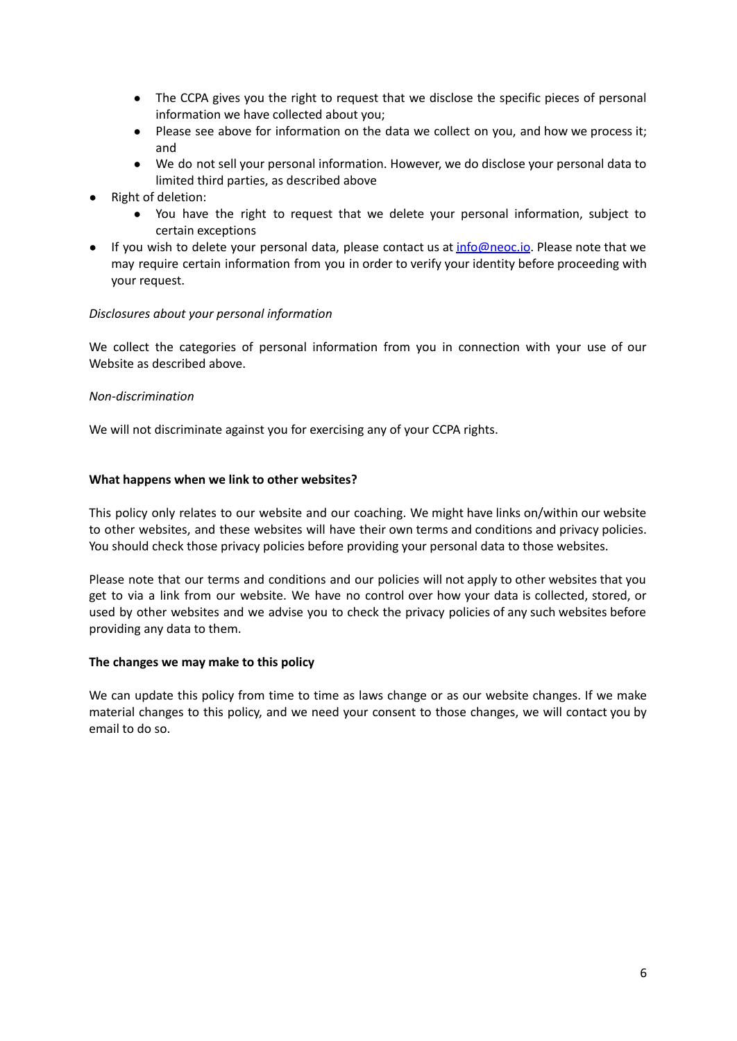- The CCPA gives you the right to request that we disclose the specific pieces of personal information we have collected about you;
  - Please see above for information on the data we collect on you, and how we process it; and
  - We do not sell your personal information. However, we do disclose your personal data to limited third parties, as described above
- Right of deletion:
  - You have the right to request that we delete your personal information, subject to certain exceptions
- If you wish to delete your personal data, please contact us at [info@neoc.io](mailto:info@neoc.io). Please note that we may require certain information from you in order to verify your identity before proceeding with your request.

*Disclosures about your personal information*

We collect the categories of personal information from you in connection with your use of our Website as described above.

*Non-discrimination*

We will not discriminate against you for exercising any of your CCPA rights.

**What happens when we link to other websites?**

This policy only relates to our website and our coaching. We might have links on/within our website to other websites, and these websites will have their own terms and conditions and privacy policies. You should check those privacy policies before providing your personal data to those websites.

Please note that our terms and conditions and our policies will not apply to other websites that you get to via a link from our website. We have no control over how your data is collected, stored, or used by other websites and we advise you to check the privacy policies of any such websites before providing any data to them.

**The changes we may make to this policy**

We can update this policy from time to time as laws change or as our website changes. If we make material changes to this policy, and we need your consent to those changes, we will contact you by email to do so.